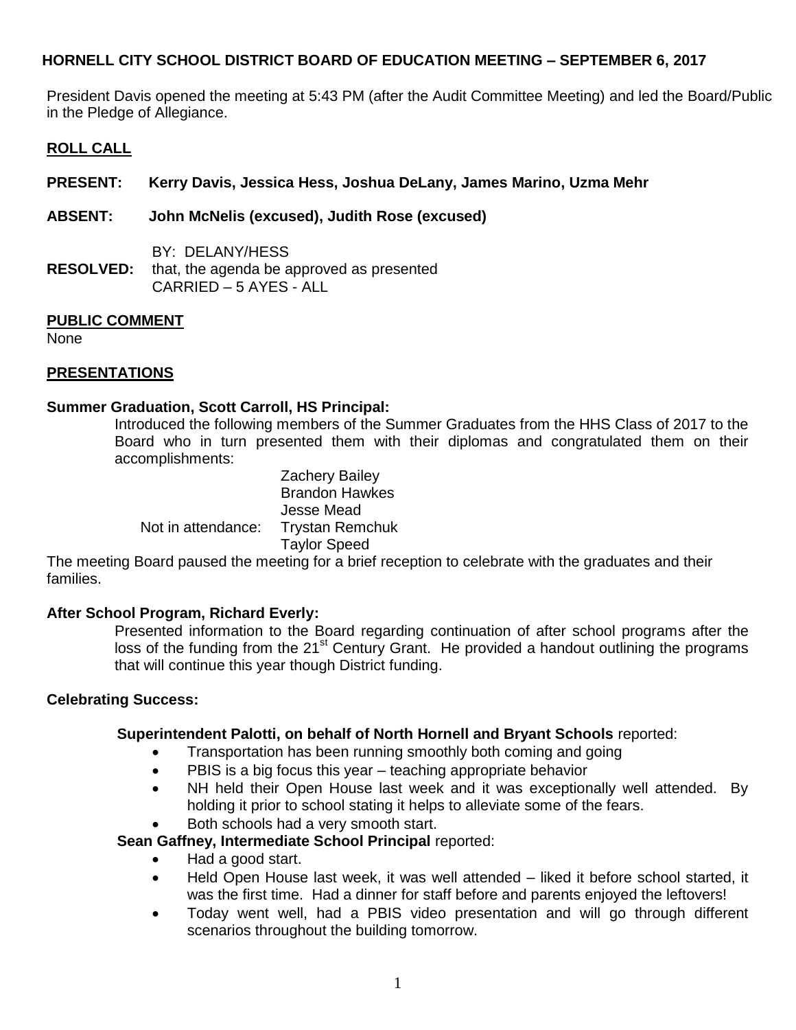## HORNELL CITY SCHOOL DISTRICT BOARD OF EDUCATION MEETING – SEPTEMBER 6, 2017

President Davis opened the meeting at 5:43 PM (after the Audit Committee Meeting) and led the Board/Public in the Pledge of Allegiance.

### ROLL CALL

**PRESENT:** **Kerry Davis, Jessica Hess, Joshua DeLany, James Marino, Uzma Mehr**

**ABSENT:** **John McNelis (excused), Judith Rose (excused)**

BY: DELANY/HESS
**RESOLVED:** that, the agenda be approved as presented
CARRIED – 5 AYES - ALL

### PUBLIC COMMENT

None

### PRESENTATIONS

**Summer Graduation, Scott Carroll, HS Principal:**

Introduced the following members of the Summer Graduates from the HHS Class of 2017 to the Board who in turn presented them with their diplomas and congratulated them on their accomplishments:

Zachery Bailey
Brandon Hawkes
Jesse Mead
Not in attendance: Trystan Remchuk
Taylor Speed

The meeting Board paused the meeting for a brief reception to celebrate with the graduates and their families.

**After School Program, Richard Everly:**

Presented information to the Board regarding continuation of after school programs after the loss of the funding from the 21st Century Grant. He provided a handout outlining the programs that will continue this year though District funding.

**Celebrating Success:**

**Superintendent Palotti, on behalf of North Hornell and Bryant Schools** reported:

- Transportation has been running smoothly both coming and going
- PBIS is a big focus this year – teaching appropriate behavior
- NH held their Open House last week and it was exceptionally well attended. By holding it prior to school stating it helps to alleviate some of the fears.
- Both schools had a very smooth start.

**Sean Gaffney, Intermediate School Principal** reported:

- Had a good start.
- Held Open House last week, it was well attended – liked it before school started, it was the first time. Had a dinner for staff before and parents enjoyed the leftovers!
- Today went well, had a PBIS video presentation and will go through different scenarios throughout the building tomorrow.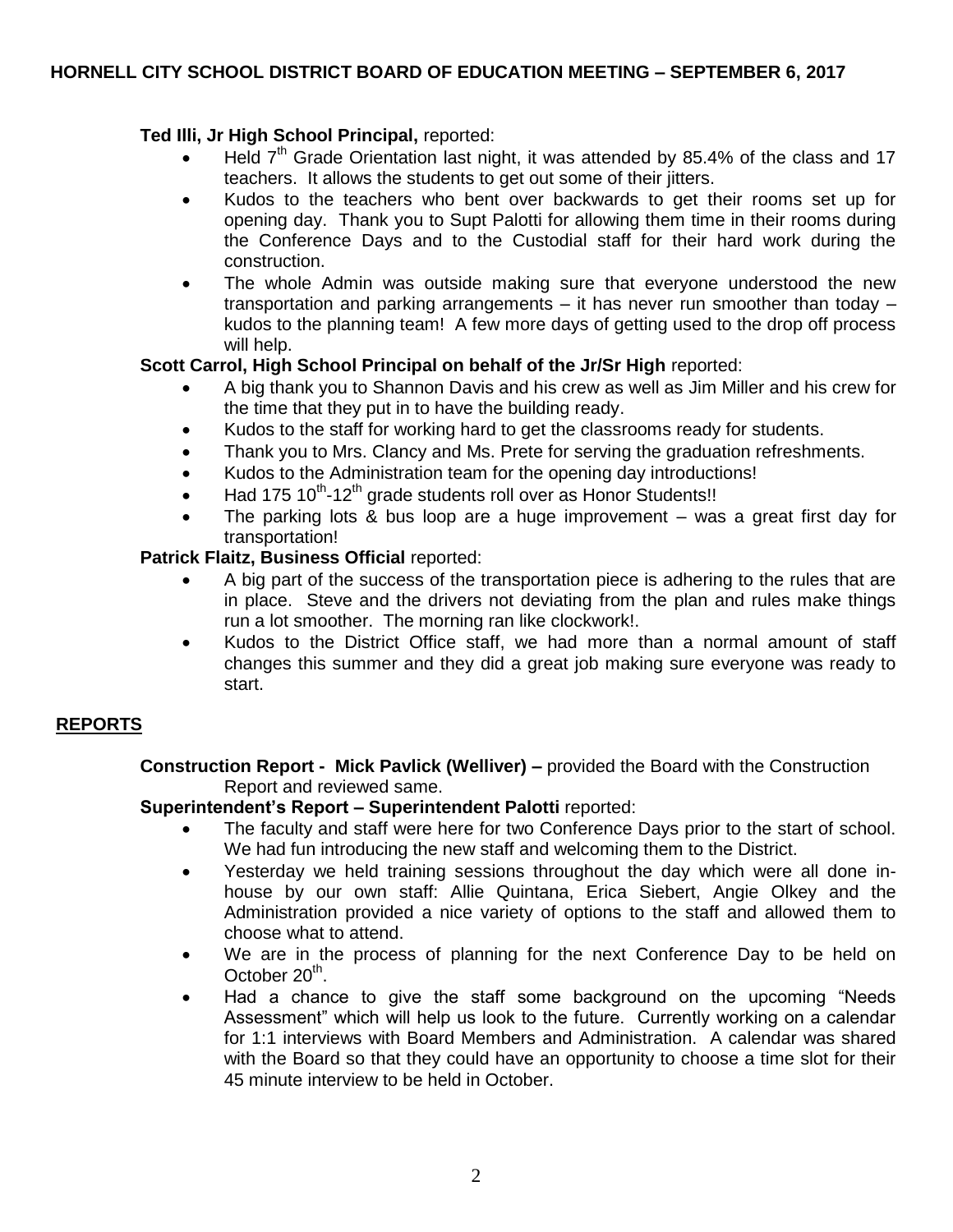**Ted Illi, Jr High School Principal,** reported:

- Held 7th Grade Orientation last night, it was attended by 85.4% of the class and 17 teachers. It allows the students to get out some of their jitters.
- Kudos to the teachers who bent over backwards to get their rooms set up for opening day. Thank you to Supt Palotti for allowing them time in their rooms during the Conference Days and to the Custodial staff for their hard work during the construction.
- The whole Admin was outside making sure that everyone understood the new transportation and parking arrangements – it has never run smoother than today – kudos to the planning team! A few more days of getting used to the drop off process will help.

**Scott Carrol, High School Principal on behalf of the Jr/Sr High** reported:

- A big thank you to Shannon Davis and his crew as well as Jim Miller and his crew for the time that they put in to have the building ready.
- Kudos to the staff for working hard to get the classrooms ready for students.
- Thank you to Mrs. Clancy and Ms. Prete for serving the graduation refreshments.
- Kudos to the Administration team for the opening day introductions!
- Had 175 10th-12th grade students roll over as Honor Students!!
- The parking lots & bus loop are a huge improvement – was a great first day for transportation!

**Patrick Flaitz, Business Official** reported:

- A big part of the success of the transportation piece is adhering to the rules that are in place. Steve and the drivers not deviating from the plan and rules make things run a lot smoother. The morning ran like clockwork!.
- Kudos to the District Office staff, we had more than a normal amount of staff changes this summer and they did a great job making sure everyone was ready to start.

## REPORTS

**Construction Report - Mick Pavlick (Welliver) –** provided the Board with the Construction Report and reviewed same.

**Superintendent's Report – Superintendent Palotti** reported:

- The faculty and staff were here for two Conference Days prior to the start of school. We had fun introducing the new staff and welcoming them to the District.
- Yesterday we held training sessions throughout the day which were all done in-house by our own staff: Allie Quintana, Erica Siebert, Angie Olkey and the Administration provided a nice variety of options to the staff and allowed them to choose what to attend.
- We are in the process of planning for the next Conference Day to be held on October 20th.
- Had a chance to give the staff some background on the upcoming "Needs Assessment" which will help us look to the future. Currently working on a calendar for 1:1 interviews with Board Members and Administration. A calendar was shared with the Board so that they could have an opportunity to choose a time slot for their 45 minute interview to be held in October.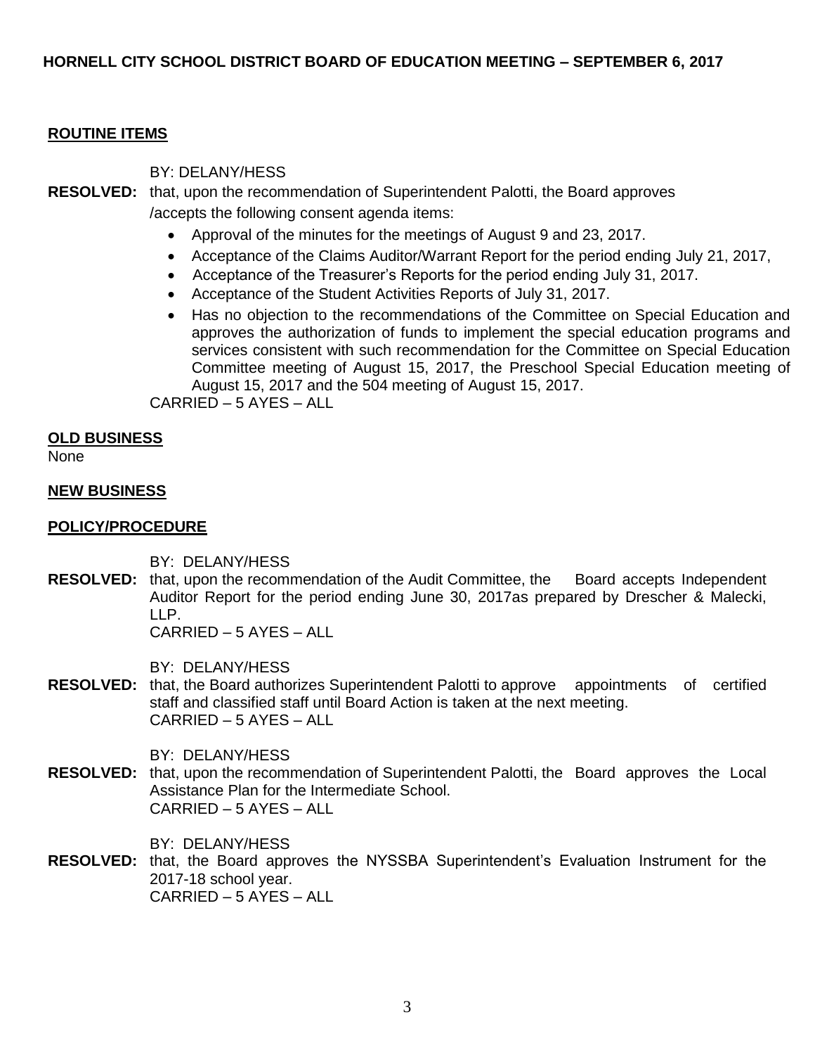**HORNELL CITY SCHOOL DISTRICT BOARD OF EDUCATION MEETING – SEPTEMBER 6, 2017**

**ROUTINE ITEMS**

BY: DELANY/HESS

**RESOLVED:** that, upon the recommendation of Superintendent Palotti, the Board approves /accepts the following consent agenda items:

- Approval of the minutes for the meetings of August 9 and 23, 2017.
- Acceptance of the Claims Auditor/Warrant Report for the period ending July 21, 2017,
- Acceptance of the Treasurer's Reports for the period ending July 31, 2017.
- Acceptance of the Student Activities Reports of July 31, 2017.
- Has no objection to the recommendations of the Committee on Special Education and approves the authorization of funds to implement the special education programs and services consistent with such recommendation for the Committee on Special Education Committee meeting of August 15, 2017, the Preschool Special Education meeting of August 15, 2017 and the 504 meeting of August 15, 2017.

CARRIED – 5 AYES – ALL

**OLD BUSINESS**

None

**NEW BUSINESS**

**POLICY/PROCEDURE**

BY: DELANY/HESS

**RESOLVED:** that, upon the recommendation of the Audit Committee, the Board accepts Independent Auditor Report for the period ending June 30, 2017as prepared by Drescher & Malecki, LLP.

CARRIED – 5 AYES – ALL

BY: DELANY/HESS

**RESOLVED:** that, the Board authorizes Superintendent Palotti to approve appointments of certified staff and classified staff until Board Action is taken at the next meeting.

CARRIED – 5 AYES – ALL

BY: DELANY/HESS

**RESOLVED:** that, upon the recommendation of Superintendent Palotti, the Board approves the Local Assistance Plan for the Intermediate School.

CARRIED – 5 AYES – ALL

BY: DELANY/HESS

**RESOLVED:** that, the Board approves the NYSSBA Superintendent's Evaluation Instrument for the 2017-18 school year.

CARRIED – 5 AYES – ALL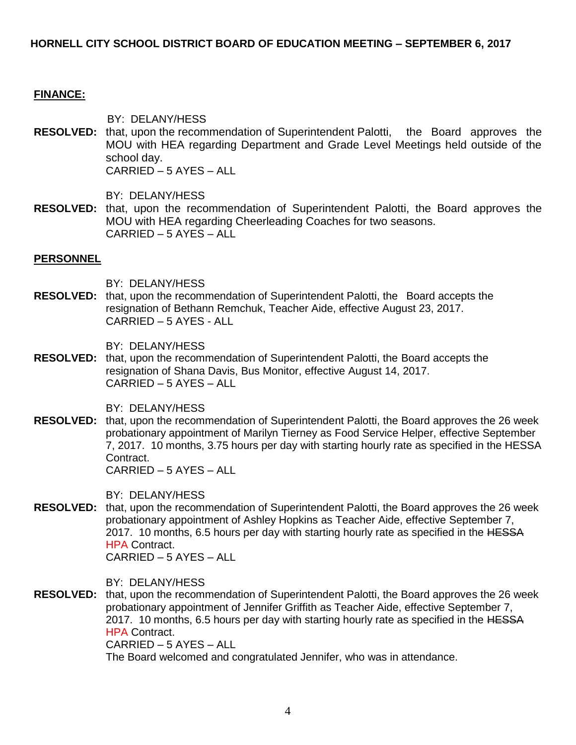**HORNELL CITY SCHOOL DISTRICT BOARD OF EDUCATION MEETING – SEPTEMBER 6, 2017**

## FINANCE:

BY: DELANY/HESS

**RESOLVED:** that, upon the recommendation of Superintendent Palotti, the Board approves the MOU with HEA regarding Department and Grade Level Meetings held outside of the school day.
CARRIED – 5 AYES – ALL

BY: DELANY/HESS

**RESOLVED:** that, upon the recommendation of Superintendent Palotti, the Board approves the MOU with HEA regarding Cheerleading Coaches for two seasons.
CARRIED – 5 AYES – ALL

## PERSONNEL

BY: DELANY/HESS

**RESOLVED:** that, upon the recommendation of Superintendent Palotti, the Board accepts the resignation of Bethann Remchuk, Teacher Aide, effective August 23, 2017.
CARRIED – 5 AYES - ALL

BY: DELANY/HESS

**RESOLVED:** that, upon the recommendation of Superintendent Palotti, the Board accepts the resignation of Shana Davis, Bus Monitor, effective August 14, 2017.
CARRIED – 5 AYES – ALL

BY: DELANY/HESS

**RESOLVED:** that, upon the recommendation of Superintendent Palotti, the Board approves the 26 week probationary appointment of Marilyn Tierney as Food Service Helper, effective September 7, 2017. 10 months, 3.75 hours per day with starting hourly rate as specified in the HESSA Contract.
CARRIED – 5 AYES – ALL

BY: DELANY/HESS

**RESOLVED:** that, upon the recommendation of Superintendent Palotti, the Board approves the 26 week probationary appointment of Ashley Hopkins as Teacher Aide, effective September 7, 2017. 10 months, 6.5 hours per day with starting hourly rate as specified in the ~~HESSA~~ HPA Contract.
CARRIED – 5 AYES – ALL

BY: DELANY/HESS

**RESOLVED:** that, upon the recommendation of Superintendent Palotti, the Board approves the 26 week probationary appointment of Jennifer Griffith as Teacher Aide, effective September 7, 2017. 10 months, 6.5 hours per day with starting hourly rate as specified in the ~~HESSA~~ HPA Contract.
CARRIED – 5 AYES – ALL
The Board welcomed and congratulated Jennifer, who was in attendance.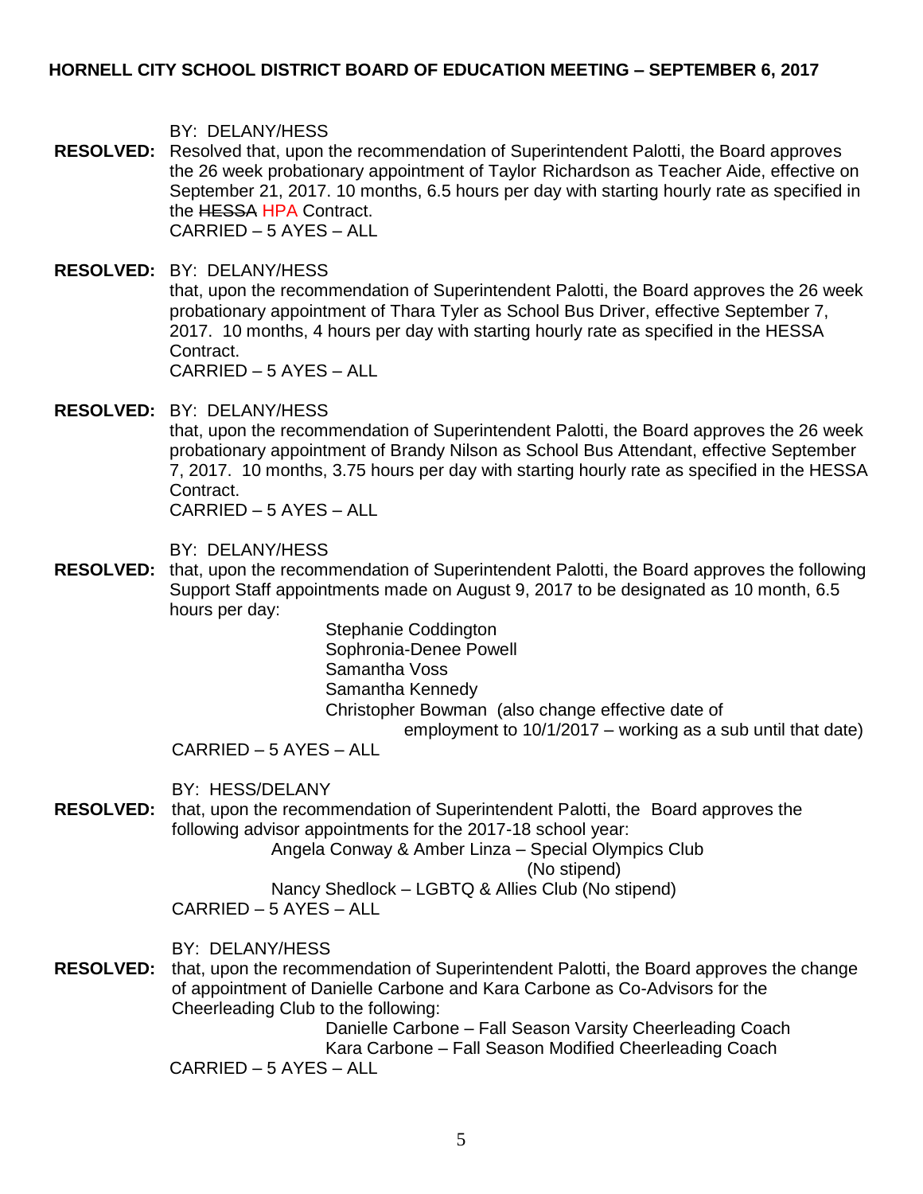BY: DELANY/HESS

**RESOLVED:** Resolved that, upon the recommendation of Superintendent Palotti, the Board approves the 26 week probationary appointment of Taylor Richardson as Teacher Aide, effective on September 21, 2017. 10 months, 6.5 hours per day with starting hourly rate as specified in the ~~HESSA~~ HPA Contract.
CARRIED – 5 AYES – ALL

**RESOLVED:** BY: DELANY/HESS
that, upon the recommendation of Superintendent Palotti, the Board approves the 26 week probationary appointment of Thara Tyler as School Bus Driver, effective September 7, 2017. 10 months, 4 hours per day with starting hourly rate as specified in the HESSA Contract.
CARRIED – 5 AYES – ALL

**RESOLVED:** BY: DELANY/HESS
that, upon the recommendation of Superintendent Palotti, the Board approves the 26 week probationary appointment of Brandy Nilson as School Bus Attendant, effective September 7, 2017. 10 months, 3.75 hours per day with starting hourly rate as specified in the HESSA Contract.
CARRIED – 5 AYES – ALL

BY: DELANY/HESS

**RESOLVED:** that, upon the recommendation of Superintendent Palotti, the Board approves the following Support Staff appointments made on August 9, 2017 to be designated as 10 month, 6.5 hours per day:

Stephanie Coddington
Sophronia-Denee Powell
Samantha Voss
Samantha Kennedy
Christopher Bowman (also change effective date of employment to 10/1/2017 – working as a sub until that date)

CARRIED – 5 AYES – ALL

BY: HESS/DELANY

**RESOLVED:** that, upon the recommendation of Superintendent Palotti, the Board approves the following advisor appointments for the 2017-18 school year:

Angela Conway & Amber Linza – Special Olympics Club (No stipend)
Nancy Shedlock – LGBTQ & Allies Club (No stipend)

CARRIED – 5 AYES – ALL

BY: DELANY/HESS

**RESOLVED:** that, upon the recommendation of Superintendent Palotti, the Board approves the change of appointment of Danielle Carbone and Kara Carbone as Co-Advisors for the Cheerleading Club to the following:

Danielle Carbone – Fall Season Varsity Cheerleading Coach
Kara Carbone – Fall Season Modified Cheerleading Coach

CARRIED – 5 AYES – ALL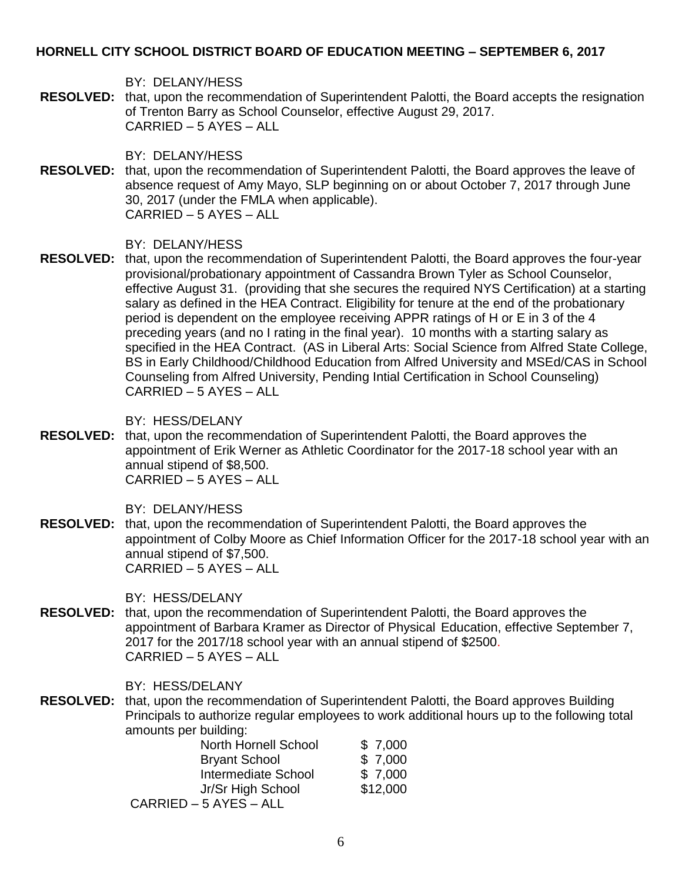**HORNELL CITY SCHOOL DISTRICT BOARD OF EDUCATION MEETING – SEPTEMBER 6, 2017**

BY: DELANY/HESS

**RESOLVED:** that, upon the recommendation of Superintendent Palotti, the Board accepts the resignation of Trenton Barry as School Counselor, effective August 29, 2017.
CARRIED – 5 AYES – ALL

BY: DELANY/HESS

**RESOLVED:** that, upon the recommendation of Superintendent Palotti, the Board approves the leave of absence request of Amy Mayo, SLP beginning on or about October 7, 2017 through June 30, 2017 (under the FMLA when applicable).
CARRIED – 5 AYES – ALL

BY: DELANY/HESS

**RESOLVED:** that, upon the recommendation of Superintendent Palotti, the Board approves the four-year provisional/probationary appointment of Cassandra Brown Tyler as School Counselor, effective August 31. (providing that she secures the required NYS Certification) at a starting salary as defined in the HEA Contract. Eligibility for tenure at the end of the probationary period is dependent on the employee receiving APPR ratings of H or E in 3 of the 4 preceding years (and no I rating in the final year). 10 months with a starting salary as specified in the HEA Contract. (AS in Liberal Arts: Social Science from Alfred State College, BS in Early Childhood/Childhood Education from Alfred University and MSEd/CAS in School Counseling from Alfred University, Pending Intial Certification in School Counseling)
CARRIED – 5 AYES – ALL

BY: HESS/DELANY

**RESOLVED:** that, upon the recommendation of Superintendent Palotti, the Board approves the appointment of Erik Werner as Athletic Coordinator for the 2017-18 school year with an annual stipend of $8,500.
CARRIED – 5 AYES – ALL

BY: DELANY/HESS

**RESOLVED:** that, upon the recommendation of Superintendent Palotti, the Board approves the appointment of Colby Moore as Chief Information Officer for the 2017-18 school year with an annual stipend of $7,500.
CARRIED – 5 AYES – ALL

BY: HESS/DELANY

**RESOLVED:** that, upon the recommendation of Superintendent Palotti, the Board approves the appointment of Barbara Kramer as Director of Physical Education, effective September 7, 2017 for the 2017/18 school year with an annual stipend of $2500.
CARRIED – 5 AYES – ALL

BY: HESS/DELANY

**RESOLVED:** that, upon the recommendation of Superintendent Palotti, the Board approves Building Principals to authorize regular employees to work additional hours up to the following total amounts per building:

| | |
|---|---|
| North Hornell School | $ 7,000 |
| Bryant School | $ 7,000 |
| Intermediate School | $ 7,000 |
| Jr/Sr High School | $12,000 |

CARRIED – 5 AYES – ALL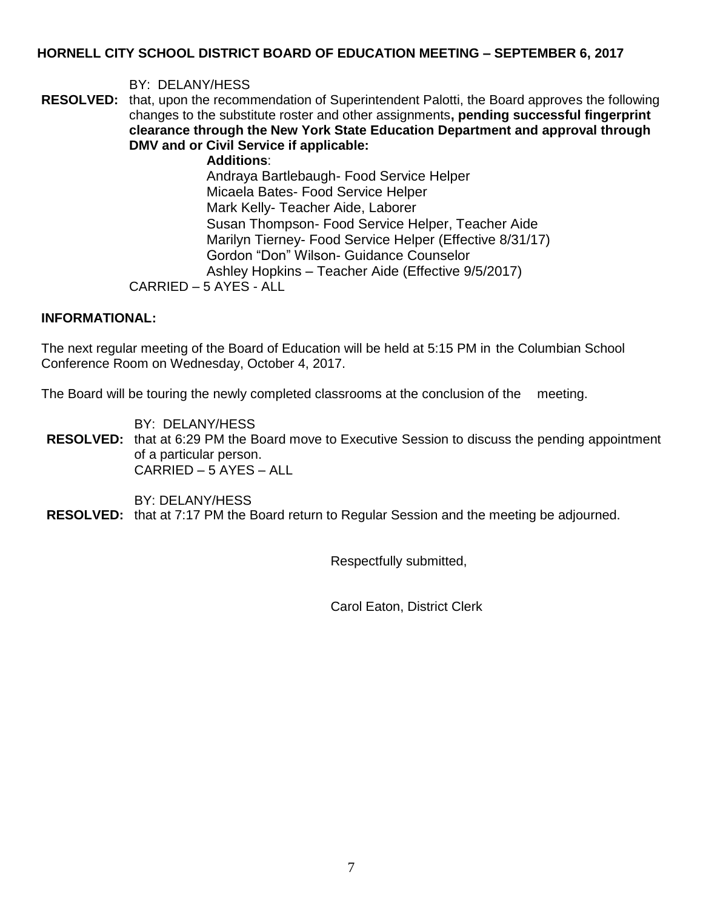**HORNELL CITY SCHOOL DISTRICT BOARD OF EDUCATION MEETING – SEPTEMBER 6, 2017**

BY: DELANY/HESS

**RESOLVED:** that, upon the recommendation of Superintendent Palotti, the Board approves the following changes to the substitute roster and other assignments**, pending successful fingerprint clearance through the New York State Education Department and approval through DMV and or Civil Service if applicable:**

**Additions**:
Andraya Bartlebaugh- Food Service Helper
Micaela Bates- Food Service Helper
Mark Kelly- Teacher Aide, Laborer
Susan Thompson- Food Service Helper, Teacher Aide
Marilyn Tierney- Food Service Helper (Effective 8/31/17)
Gordon "Don" Wilson- Guidance Counselor
Ashley Hopkins – Teacher Aide (Effective 9/5/2017)

CARRIED – 5 AYES - ALL

**INFORMATIONAL:**

The next regular meeting of the Board of Education will be held at 5:15 PM in the Columbian School Conference Room on Wednesday, October 4, 2017.

The Board will be touring the newly completed classrooms at the conclusion of the meeting.

BY: DELANY/HESS

**RESOLVED:** that at 6:29 PM the Board move to Executive Session to discuss the pending appointment of a particular person.
CARRIED – 5 AYES – ALL

BY: DELANY/HESS

**RESOLVED:** that at 7:17 PM the Board return to Regular Session and the meeting be adjourned.

Respectfully submitted,

Carol Eaton, District Clerk